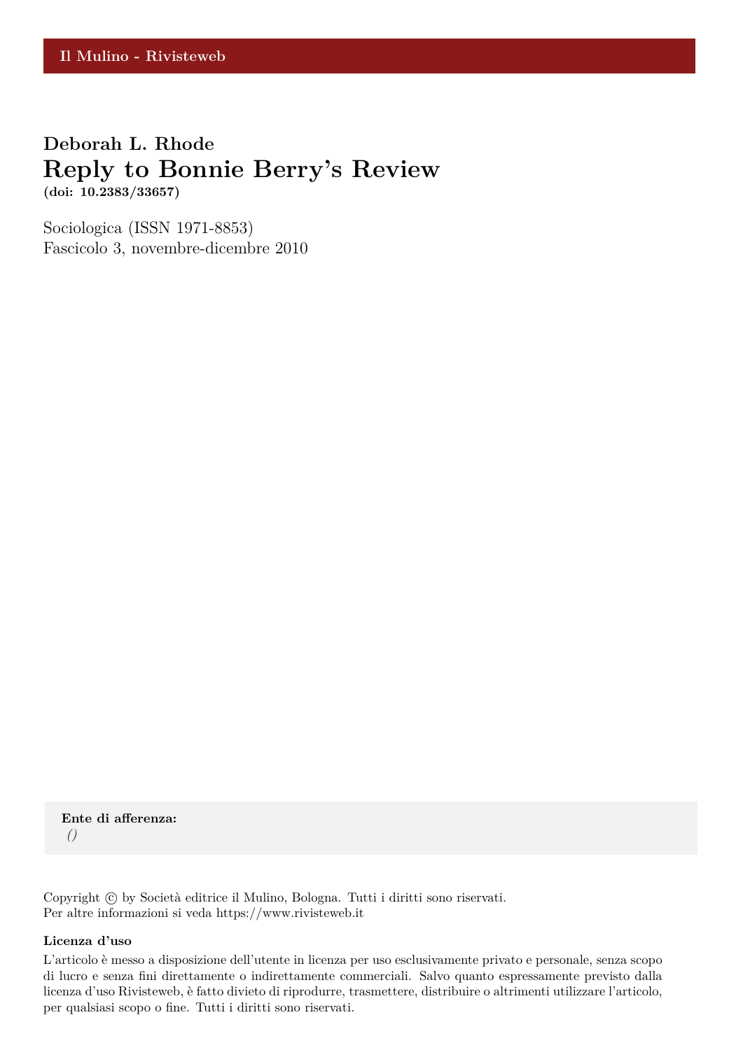Il Mulino - Rivisteweb

**Deborah L. Rhode**

# Reply to Bonnie Berry's Review

**(doi: 10.2383/33657)**

Sociologica (ISSN 1971-8853)
Fascicolo 3, novembre-dicembre 2010

**Ente di afferenza:**
*()*

Copyright © by Società editrice il Mulino, Bologna. Tutti i diritti sono riservati.
Per altre informazioni si veda https://www.rivisteweb.it

**Licenza d'uso**

L'articolo è messo a disposizione dell'utente in licenza per uso esclusivamente privato e personale, senza scopo di lucro e senza fini direttamente o indirettamente commerciali. Salvo quanto espressamente previsto dalla licenza d'uso Rivisteweb, è fatto divieto di riprodurre, trasmettere, distribuire o altrimenti utilizzare l'articolo, per qualsiasi scopo o fine. Tutti i diritti sono riservati.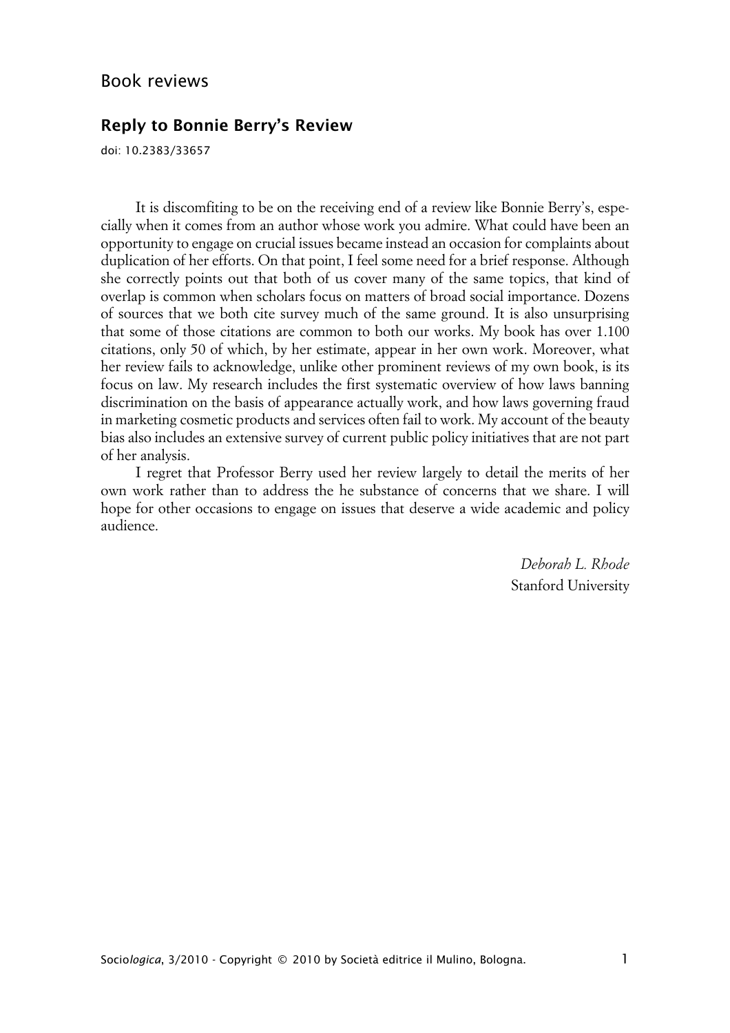# Book reviews

## Reply to Bonnie Berry's Review

doi: 10.2383/33657

It is discomfiting to be on the receiving end of a review like Bonnie Berry's, especially when it comes from an author whose work you admire. What could have been an opportunity to engage on crucial issues became instead an occasion for complaints about duplication of her efforts. On that point, I feel some need for a brief response. Although she correctly points out that both of us cover many of the same topics, that kind of overlap is common when scholars focus on matters of broad social importance. Dozens of sources that we both cite survey much of the same ground. It is also unsurprising that some of those citations are common to both our works. My book has over 1.100 citations, only 50 of which, by her estimate, appear in her own work. Moreover, what her review fails to acknowledge, unlike other prominent reviews of my own book, is its focus on law. My research includes the first systematic overview of how laws banning discrimination on the basis of appearance actually work, and how laws governing fraud in marketing cosmetic products and services often fail to work. My account of the beauty bias also includes an extensive survey of current public policy initiatives that are not part of her analysis.

I regret that Professor Berry used her review largely to detail the merits of her own work rather than to address the he substance of concerns that we share. I will hope for other occasions to engage on issues that deserve a wide academic and policy audience.

*Deborah L. Rhode*
Stanford University